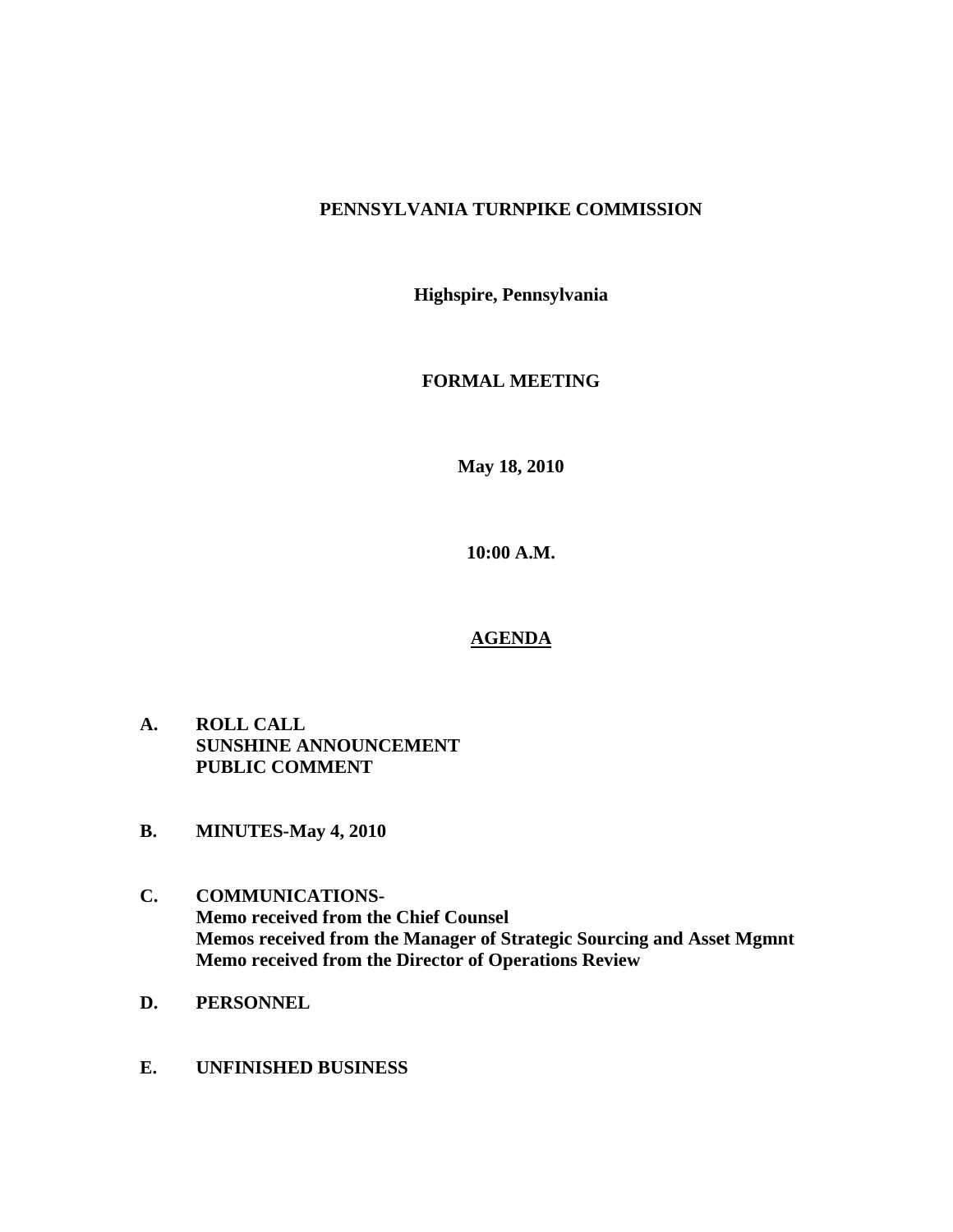**PENNSYLVANIA TURNPIKE COMMISSION**

**Highspire, Pennsylvania**

**FORMAL MEETING**

**May 18, 2010**

**10:00 A.M.**

## AGENDA

**A. ROLL CALL**
**SUNSHINE ANNOUNCEMENT**
**PUBLIC COMMENT**

**B. MINUTES-May 4, 2010**

**C. COMMUNICATIONS-**
**Memo received from the Chief Counsel**
**Memos received from the Manager of Strategic Sourcing and Asset Mgmnt**
**Memo received from the Director of Operations Review**

**D. PERSONNEL**

**E. UNFINISHED BUSINESS**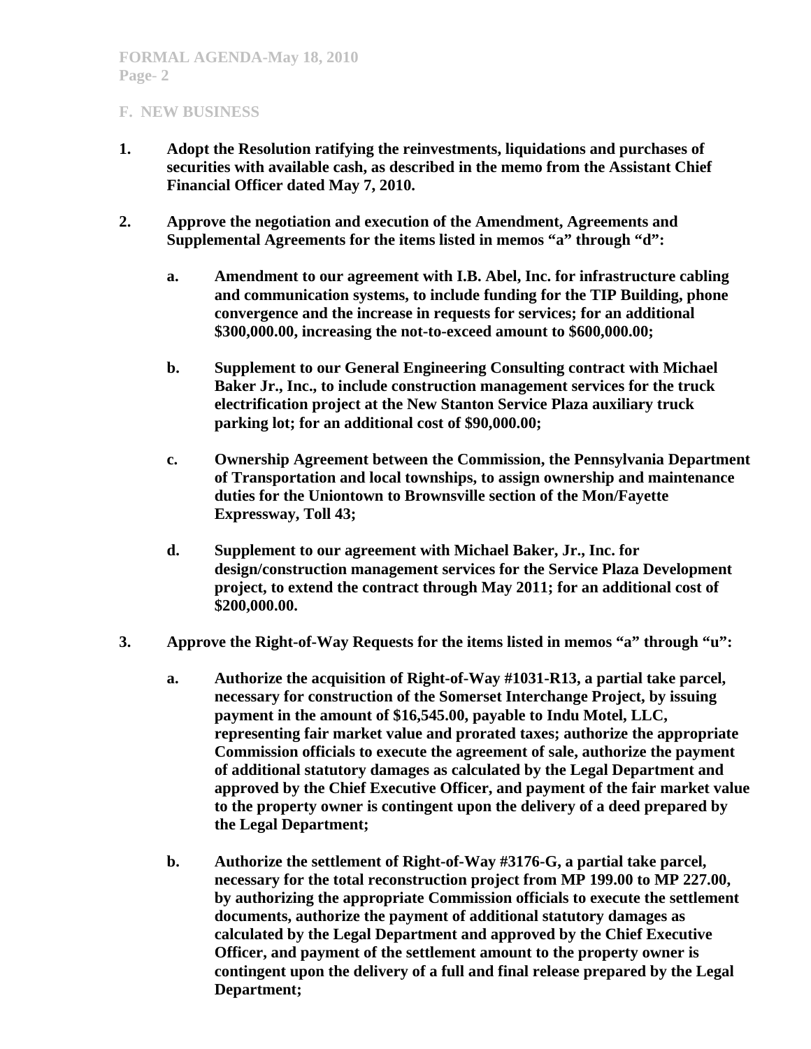## F. NEW BUSINESS

**1. Adopt the Resolution ratifying the reinvestments, liquidations and purchases of securities with available cash, as described in the memo from the Assistant Chief Financial Officer dated May 7, 2010.**

**2. Approve the negotiation and execution of the Amendment, Agreements and Supplemental Agreements for the items listed in memos "a" through "d":**

- **a. Amendment to our agreement with I.B. Abel, Inc. for infrastructure cabling and communication systems, to include funding for the TIP Building, phone convergence and the increase in requests for services; for an additional $300,000.00, increasing the not-to-exceed amount to $600,000.00;**

- **b. Supplement to our General Engineering Consulting contract with Michael Baker Jr., Inc., to include construction management services for the truck electrification project at the New Stanton Service Plaza auxiliary truck parking lot; for an additional cost of $90,000.00;**

- **c. Ownership Agreement between the Commission, the Pennsylvania Department of Transportation and local townships, to assign ownership and maintenance duties for the Uniontown to Brownsville section of the Mon/Fayette Expressway, Toll 43;**

- **d. Supplement to our agreement with Michael Baker, Jr., Inc. for design/construction management services for the Service Plaza Development project, to extend the contract through May 2011; for an additional cost of $200,000.00.**

**3. Approve the Right-of-Way Requests for the items listed in memos "a" through "u":**

- **a. Authorize the acquisition of Right-of-Way #1031-R13, a partial take parcel, necessary for construction of the Somerset Interchange Project, by issuing payment in the amount of $16,545.00, payable to Indu Motel, LLC, representing fair market value and prorated taxes; authorize the appropriate Commission officials to execute the agreement of sale, authorize the payment of additional statutory damages as calculated by the Legal Department and approved by the Chief Executive Officer, and payment of the fair market value to the property owner is contingent upon the delivery of a deed prepared by the Legal Department;**

- **b. Authorize the settlement of Right-of-Way #3176-G, a partial take parcel, necessary for the total reconstruction project from MP 199.00 to MP 227.00, by authorizing the appropriate Commission officials to execute the settlement documents, authorize the payment of additional statutory damages as calculated by the Legal Department and approved by the Chief Executive Officer, and payment of the settlement amount to the property owner is contingent upon the delivery of a full and final release prepared by the Legal Department;**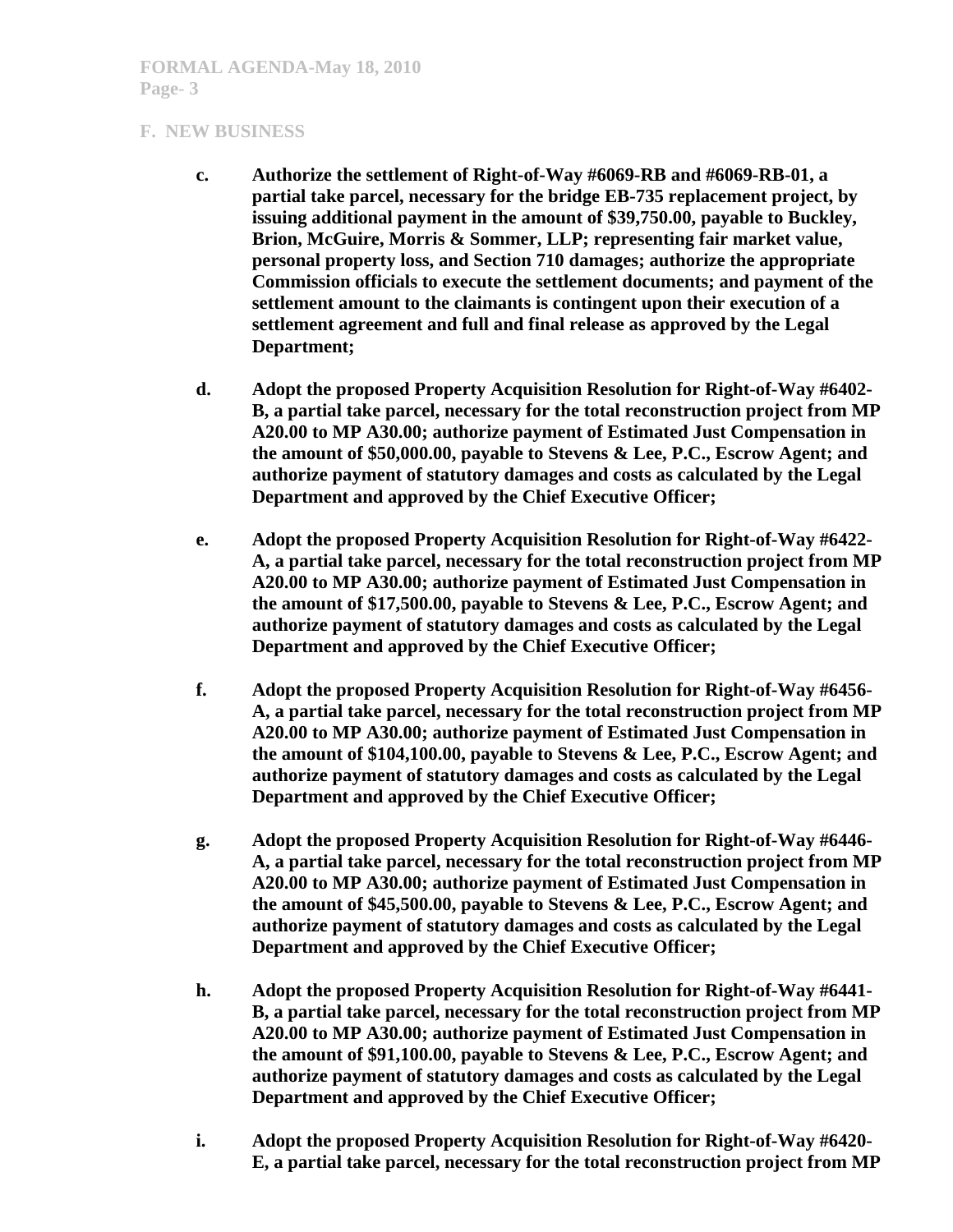## F. NEW BUSINESS

c. **Authorize the settlement of Right-of-Way #6069-RB and #6069-RB-01, a partial take parcel, necessary for the bridge EB-735 replacement project, by issuing additional payment in the amount of $39,750.00, payable to Buckley, Brion, McGuire, Morris & Sommer, LLP; representing fair market value, personal property loss, and Section 710 damages; authorize the appropriate Commission officials to execute the settlement documents; and payment of the settlement amount to the claimants is contingent upon their execution of a settlement agreement and full and final release as approved by the Legal Department;**

d. **Adopt the proposed Property Acquisition Resolution for Right-of-Way #6402-B, a partial take parcel, necessary for the total reconstruction project from MP A20.00 to MP A30.00; authorize payment of Estimated Just Compensation in the amount of $50,000.00, payable to Stevens & Lee, P.C., Escrow Agent; and authorize payment of statutory damages and costs as calculated by the Legal Department and approved by the Chief Executive Officer;**

e. **Adopt the proposed Property Acquisition Resolution for Right-of-Way #6422-A, a partial take parcel, necessary for the total reconstruction project from MP A20.00 to MP A30.00; authorize payment of Estimated Just Compensation in the amount of $17,500.00, payable to Stevens & Lee, P.C., Escrow Agent; and authorize payment of statutory damages and costs as calculated by the Legal Department and approved by the Chief Executive Officer;**

f. **Adopt the proposed Property Acquisition Resolution for Right-of-Way #6456-A, a partial take parcel, necessary for the total reconstruction project from MP A20.00 to MP A30.00; authorize payment of Estimated Just Compensation in the amount of $104,100.00, payable to Stevens & Lee, P.C., Escrow Agent; and authorize payment of statutory damages and costs as calculated by the Legal Department and approved by the Chief Executive Officer;**

g. **Adopt the proposed Property Acquisition Resolution for Right-of-Way #6446-A, a partial take parcel, necessary for the total reconstruction project from MP A20.00 to MP A30.00; authorize payment of Estimated Just Compensation in the amount of $45,500.00, payable to Stevens & Lee, P.C., Escrow Agent; and authorize payment of statutory damages and costs as calculated by the Legal Department and approved by the Chief Executive Officer;**

h. **Adopt the proposed Property Acquisition Resolution for Right-of-Way #6441-B, a partial take parcel, necessary for the total reconstruction project from MP A20.00 to MP A30.00; authorize payment of Estimated Just Compensation in the amount of $91,100.00, payable to Stevens & Lee, P.C., Escrow Agent; and authorize payment of statutory damages and costs as calculated by the Legal Department and approved by the Chief Executive Officer;**

i. **Adopt the proposed Property Acquisition Resolution for Right-of-Way #6420-E, a partial take parcel, necessary for the total reconstruction project from MP**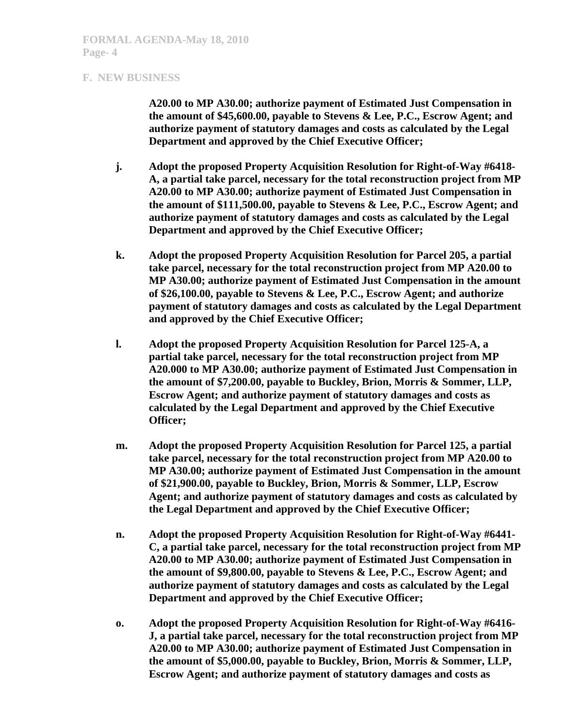## F. NEW BUSINESS

A20.00 to MP A30.00; authorize payment of Estimated Just Compensation in the amount of $45,600.00, payable to Stevens & Lee, P.C., Escrow Agent; and authorize payment of statutory damages and costs as calculated by the Legal Department and approved by the Chief Executive Officer;

j. Adopt the proposed Property Acquisition Resolution for Right-of-Way #6418-A, a partial take parcel, necessary for the total reconstruction project from MP A20.00 to MP A30.00; authorize payment of Estimated Just Compensation in the amount of $111,500.00, payable to Stevens & Lee, P.C., Escrow Agent; and authorize payment of statutory damages and costs as calculated by the Legal Department and approved by the Chief Executive Officer;

k. Adopt the proposed Property Acquisition Resolution for Parcel 205, a partial take parcel, necessary for the total reconstruction project from MP A20.00 to MP A30.00; authorize payment of Estimated Just Compensation in the amount of $26,100.00, payable to Stevens & Lee, P.C., Escrow Agent; and authorize payment of statutory damages and costs as calculated by the Legal Department and approved by the Chief Executive Officer;

l. Adopt the proposed Property Acquisition Resolution for Parcel 125-A, a partial take parcel, necessary for the total reconstruction project from MP A20.000 to MP A30.00; authorize payment of Estimated Just Compensation in the amount of $7,200.00, payable to Buckley, Brion, Morris & Sommer, LLP, Escrow Agent; and authorize payment of statutory damages and costs as calculated by the Legal Department and approved by the Chief Executive Officer;

m. Adopt the proposed Property Acquisition Resolution for Parcel 125, a partial take parcel, necessary for the total reconstruction project from MP A20.00 to MP A30.00; authorize payment of Estimated Just Compensation in the amount of $21,900.00, payable to Buckley, Brion, Morris & Sommer, LLP, Escrow Agent; and authorize payment of statutory damages and costs as calculated by the Legal Department and approved by the Chief Executive Officer;

n. Adopt the proposed Property Acquisition Resolution for Right-of-Way #6441-C, a partial take parcel, necessary for the total reconstruction project from MP A20.00 to MP A30.00; authorize payment of Estimated Just Compensation in the amount of $9,800.00, payable to Stevens & Lee, P.C., Escrow Agent; and authorize payment of statutory damages and costs as calculated by the Legal Department and approved by the Chief Executive Officer;

o. Adopt the proposed Property Acquisition Resolution for Right-of-Way #6416-J, a partial take parcel, necessary for the total reconstruction project from MP A20.00 to MP A30.00; authorize payment of Estimated Just Compensation in the amount of $5,000.00, payable to Buckley, Brion, Morris & Sommer, LLP, Escrow Agent; and authorize payment of statutory damages and costs as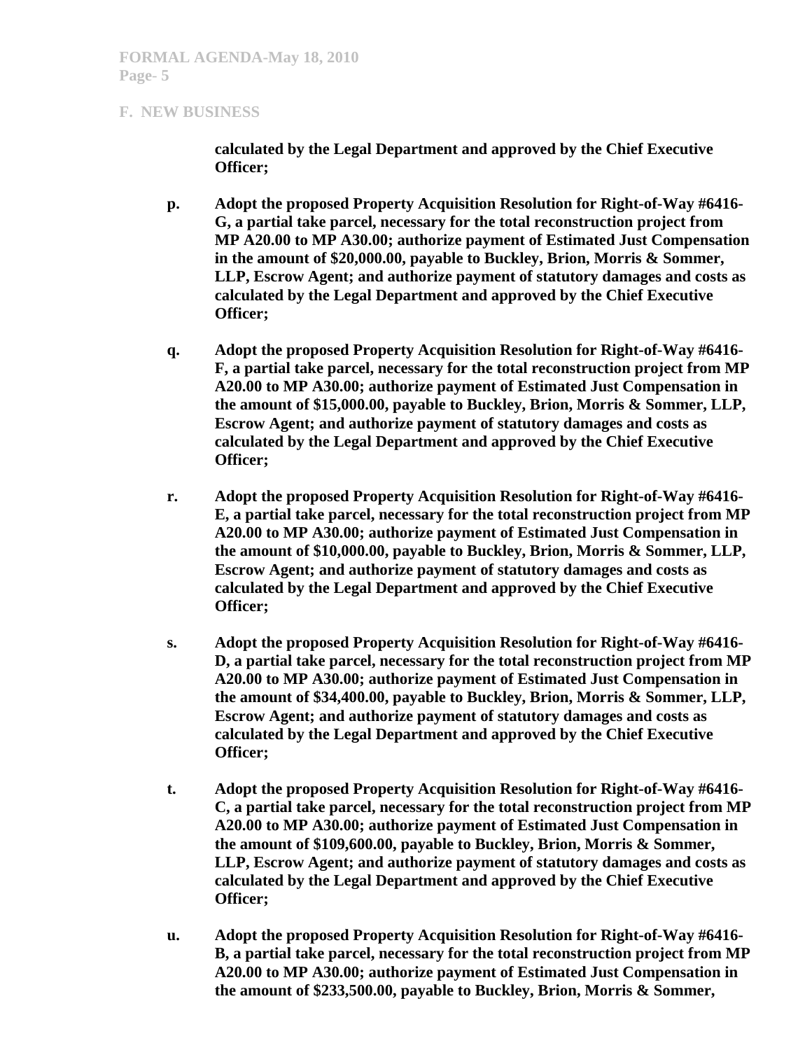## F. NEW BUSINESS

**calculated by the Legal Department and approved by the Chief Executive Officer;**

**p. Adopt the proposed Property Acquisition Resolution for Right-of-Way #6416-G, a partial take parcel, necessary for the total reconstruction project from MP A20.00 to MP A30.00; authorize payment of Estimated Just Compensation in the amount of $20,000.00, payable to Buckley, Brion, Morris & Sommer, LLP, Escrow Agent; and authorize payment of statutory damages and costs as calculated by the Legal Department and approved by the Chief Executive Officer;**

**q. Adopt the proposed Property Acquisition Resolution for Right-of-Way #6416-F, a partial take parcel, necessary for the total reconstruction project from MP A20.00 to MP A30.00; authorize payment of Estimated Just Compensation in the amount of $15,000.00, payable to Buckley, Brion, Morris & Sommer, LLP, Escrow Agent; and authorize payment of statutory damages and costs as calculated by the Legal Department and approved by the Chief Executive Officer;**

**r. Adopt the proposed Property Acquisition Resolution for Right-of-Way #6416-E, a partial take parcel, necessary for the total reconstruction project from MP A20.00 to MP A30.00; authorize payment of Estimated Just Compensation in the amount of $10,000.00, payable to Buckley, Brion, Morris & Sommer, LLP, Escrow Agent; and authorize payment of statutory damages and costs as calculated by the Legal Department and approved by the Chief Executive Officer;**

**s. Adopt the proposed Property Acquisition Resolution for Right-of-Way #6416-D, a partial take parcel, necessary for the total reconstruction project from MP A20.00 to MP A30.00; authorize payment of Estimated Just Compensation in the amount of $34,400.00, payable to Buckley, Brion, Morris & Sommer, LLP, Escrow Agent; and authorize payment of statutory damages and costs as calculated by the Legal Department and approved by the Chief Executive Officer;**

**t. Adopt the proposed Property Acquisition Resolution for Right-of-Way #6416-C, a partial take parcel, necessary for the total reconstruction project from MP A20.00 to MP A30.00; authorize payment of Estimated Just Compensation in the amount of $109,600.00, payable to Buckley, Brion, Morris & Sommer, LLP, Escrow Agent; and authorize payment of statutory damages and costs as calculated by the Legal Department and approved by the Chief Executive Officer;**

**u. Adopt the proposed Property Acquisition Resolution for Right-of-Way #6416-B, a partial take parcel, necessary for the total reconstruction project from MP A20.00 to MP A30.00; authorize payment of Estimated Just Compensation in the amount of $233,500.00, payable to Buckley, Brion, Morris & Sommer,**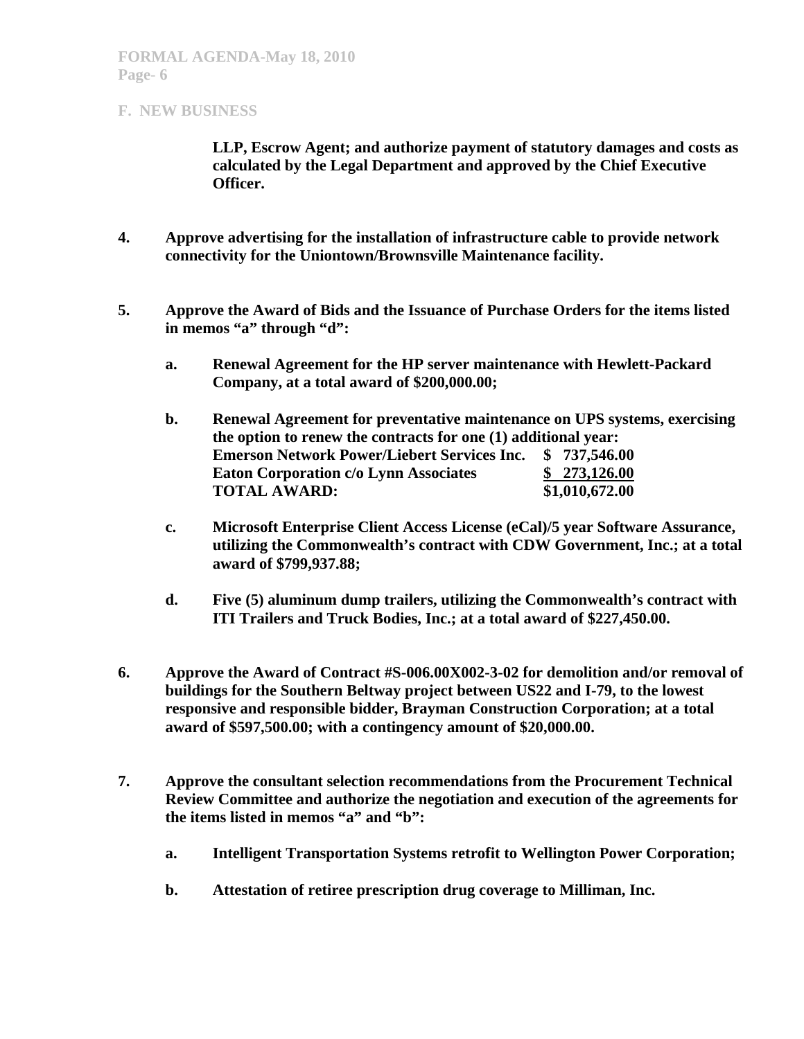## F. NEW BUSINESS

**LLP, Escrow Agent; and authorize payment of statutory damages and costs as calculated by the Legal Department and approved by the Chief Executive Officer.**

**4. Approve advertising for the installation of infrastructure cable to provide network connectivity for the Uniontown/Brownsville Maintenance facility.**

**5. Approve the Award of Bids and the Issuance of Purchase Orders for the items listed in memos "a" through "d":**

**a. Renewal Agreement for the HP server maintenance with Hewlett-Packard Company, at a total award of $200,000.00;**

**b. Renewal Agreement for preventative maintenance on UPS systems, exercising the option to renew the contracts for one (1) additional year:**

| | |
|---|---|
| **Emerson Network Power/Liebert Services Inc.** | **$ 737,546.00** |
| **Eaton Corporation c/o Lynn Associates** | **$ 273,126.00** |
| **TOTAL AWARD:** | **$1,010,672.00** |

**c. Microsoft Enterprise Client Access License (eCal)/5 year Software Assurance, utilizing the Commonwealth's contract with CDW Government, Inc.; at a total award of $799,937.88;**

**d. Five (5) aluminum dump trailers, utilizing the Commonwealth's contract with ITI Trailers and Truck Bodies, Inc.; at a total award of $227,450.00.**

**6. Approve the Award of Contract #S-006.00X002-3-02 for demolition and/or removal of buildings for the Southern Beltway project between US22 and I-79, to the lowest responsive and responsible bidder, Brayman Construction Corporation; at a total award of $597,500.00; with a contingency amount of $20,000.00.**

**7. Approve the consultant selection recommendations from the Procurement Technical Review Committee and authorize the negotiation and execution of the agreements for the items listed in memos "a" and "b":**

**a. Intelligent Transportation Systems retrofit to Wellington Power Corporation;**

**b. Attestation of retiree prescription drug coverage to Milliman, Inc.**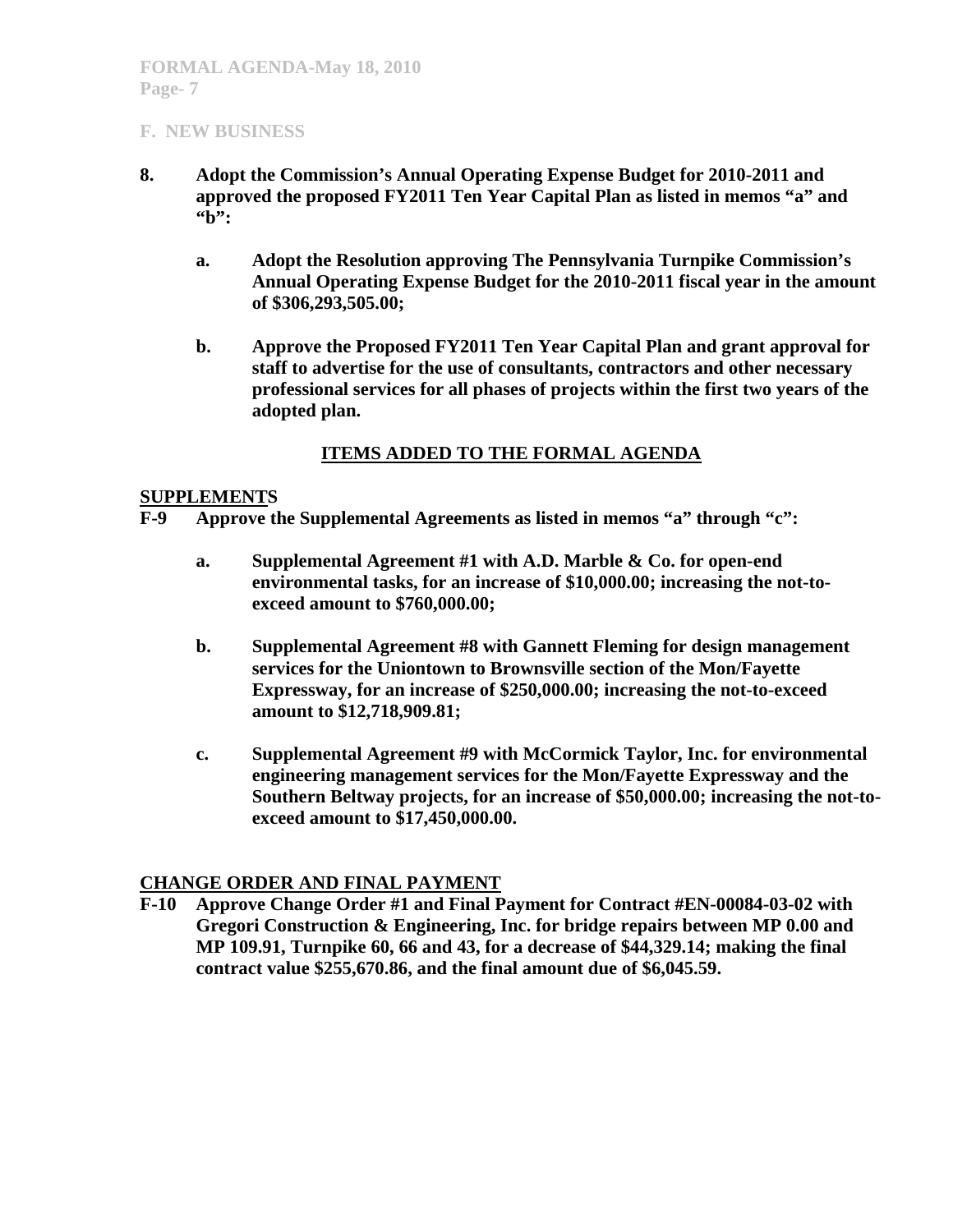## F. NEW BUSINESS

**8. Adopt the Commission's Annual Operating Expense Budget for 2010-2011 and approved the proposed FY2011 Ten Year Capital Plan as listed in memos "a" and "b":**

> **a. Adopt the Resolution approving The Pennsylvania Turnpike Commission's Annual Operating Expense Budget for the 2010-2011 fiscal year in the amount of $306,293,505.00;**
>
> **b. Approve the Proposed FY2011 Ten Year Capital Plan and grant approval for staff to advertise for the use of consultants, contractors and other necessary professional services for all phases of projects within the first two years of the adopted plan.**

## ITEMS ADDED TO THE FORMAL AGENDA

### SUPPLEMENTS

**F-9 Approve the Supplemental Agreements as listed in memos "a" through "c":**

> **a. Supplemental Agreement #1 with A.D. Marble & Co. for open-end environmental tasks, for an increase of $10,000.00; increasing the not-to-exceed amount to $760,000.00;**
>
> **b. Supplemental Agreement #8 with Gannett Fleming for design management services for the Uniontown to Brownsville section of the Mon/Fayette Expressway, for an increase of $250,000.00; increasing the not-to-exceed amount to $12,718,909.81;**
>
> **c. Supplemental Agreement #9 with McCormick Taylor, Inc. for environmental engineering management services for the Mon/Fayette Expressway and the Southern Beltway projects, for an increase of $50,000.00; increasing the not-to-exceed amount to $17,450,000.00.**

### CHANGE ORDER AND FINAL PAYMENT

**F-10 Approve Change Order #1 and Final Payment for Contract #EN-00084-03-02 with Gregori Construction & Engineering, Inc. for bridge repairs between MP 0.00 and MP 109.91, Turnpike 60, 66 and 43, for a decrease of $44,329.14; making the final contract value $255,670.86, and the final amount due of $6,045.59.**